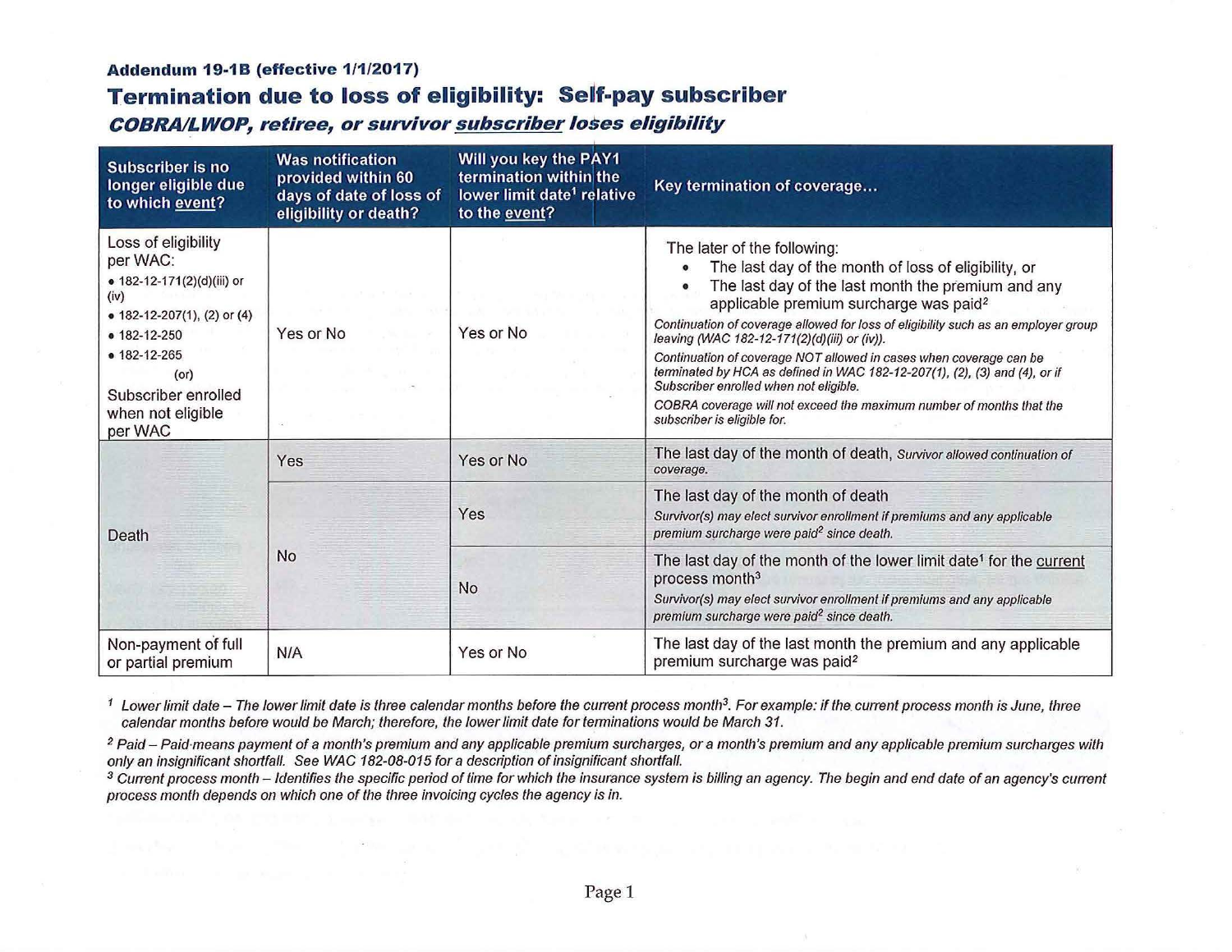**Addendum 19-1B (effective 1/1/2017)**

# Termination due to loss of eligibility: Self-pay subscriber

## *COBRA/LWOP, retiree, or survivor subscriber loses eligibility*

| Subscriber is no longer eligible due to which event? | Was notification provided within 60 days of date of loss of eligibility or death? | Will you key the PAY1 termination within the lower limit date[1] relative to the event? | Key termination of coverage... |
|---|---|---|---|
| Loss of eligibility per WAC:<br>• 182-12-171(2)(d)(iii) or (iv)<br>• 182-12-207(1), (2) or (4)<br>• 182-12-250<br>• 182-12-265<br>(or)<br>Subscriber enrolled when not eligible per WAC | Yes or No | Yes or No | The later of the following:<br>• The last day of the month of loss of eligibility, or<br>• The last day of the last month the premium and any applicable premium surcharge was paid[2]<br>*Continuation of coverage allowed for loss of eligibility such as an employer group leaving (WAC 182-12-171(2)(d)(iii) or (iv)).*<br>*Continuation of coverage NOT allowed in cases when coverage can be terminated by HCA as defined in WAC 182-12-207(1), (2), (3) and (4), or if Subscriber enrolled when not eligible.*<br>*COBRA coverage will not exceed the maximum number of months that the subscriber is eligible for.* |
| Death | Yes | Yes or No | The last day of the month of death, *Survivor allowed continuation of coverage.* |
| | No | Yes | The last day of the month of death<br>*Survivor(s) may elect survivor enrollment if premiums and any applicable premium surcharge were paid[2] since death.* |
| | | No | The last day of the month of the lower limit date[1] for the current process month[3]<br>*Survivor(s) may elect survivor enrollment if premiums and any applicable premium surcharge were paid[2] since death.* |
| Non-payment of full or partial premium | N/A | Yes or No | The last day of the last month the premium and any applicable premium surcharge was paid[2] |

[1] *Lower limit date – The lower limit date is three calendar months before the current process month[3]. For example: if the current process month is June, three calendar months before would be March; therefore, the lower limit date for terminations would be March 31.*

[2] *Paid – Paid means payment of a month's premium and any applicable premium surcharges, or a month's premium and any applicable premium surcharges with only an insignificant shortfall. See WAC 182-08-015 for a description of insignificant shortfall.*

[3] *Current process month – Identifies the specific period of time for which the insurance system is billing an agency. The begin and end date of an agency's current process month depends on which one of the three invoicing cycles the agency is in.*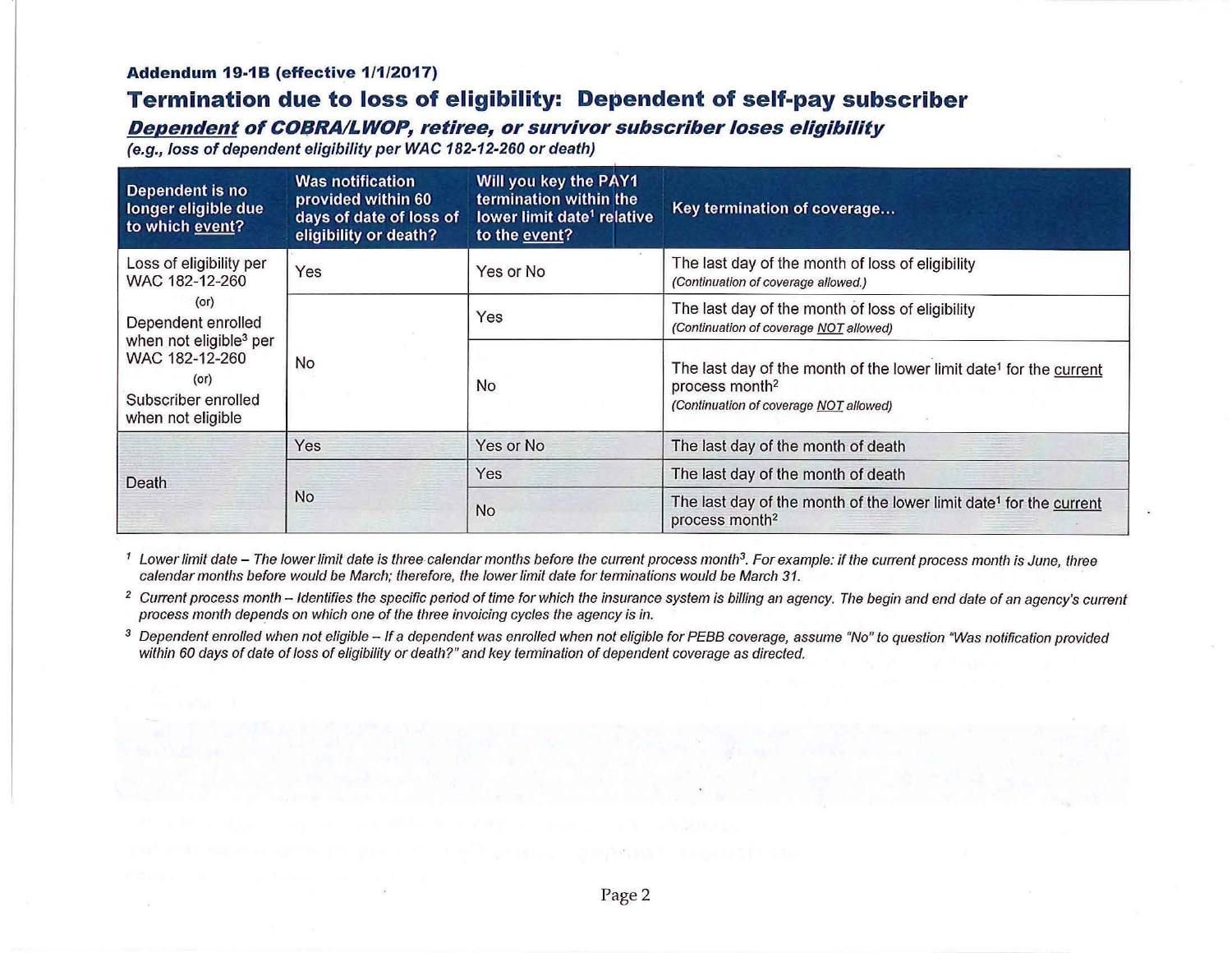**Addendum 19-1B (effective 1/1/2017)**

# Termination due to loss of eligibility: Dependent of self-pay subscriber

## ***Dependent** of COBRA/LWOP, retiree, or survivor subscriber loses eligibility*

*(e.g., loss of dependent eligibility per WAC 182-12-260 or death)*

| Dependent is no longer eligible due to which event? | Was notification provided within 60 days of date of loss of eligibility or death? | Will you key the PAY1 termination within the lower limit date[1] relative to the event? | Key termination of coverage... |
|---|---|---|---|
| Loss of eligibility per WAC 182-12-260 (or) Dependent enrolled when not eligible[3] per WAC 182-12-260 (or) Subscriber enrolled when not eligible | Yes | Yes or No | The last day of the month of loss of eligibility *(Continuation of coverage allowed.)* |
| | No | Yes | The last day of the month of loss of eligibility *(Continuation of coverage NOT allowed)* |
| | | No | The last day of the month of the lower limit date[1] for the current process month[2] *(Continuation of coverage NOT allowed)* |
| Death | Yes | Yes or No | The last day of the month of death |
| | No | Yes | The last day of the month of death |
| | | No | The last day of the month of the lower limit date[1] for the current process month[2] |

[1] *Lower limit date – The lower limit date is three calendar months before the current process month[3]. For example: if the current process month is June, three calendar months before would be March; therefore, the lower limit date for terminations would be March 31.*

[2] *Current process month – Identifies the specific period of time for which the insurance system is billing an agency. The begin and end date of an agency's current process month depends on which one of the three invoicing cycles the agency is in.*

[3] *Dependent enrolled when not eligible – If a dependent was enrolled when not eligible for PEBB coverage, assume "No" to question "Was notification provided within 60 days of date of loss of eligibility or death?" and key termination of dependent coverage as directed.*